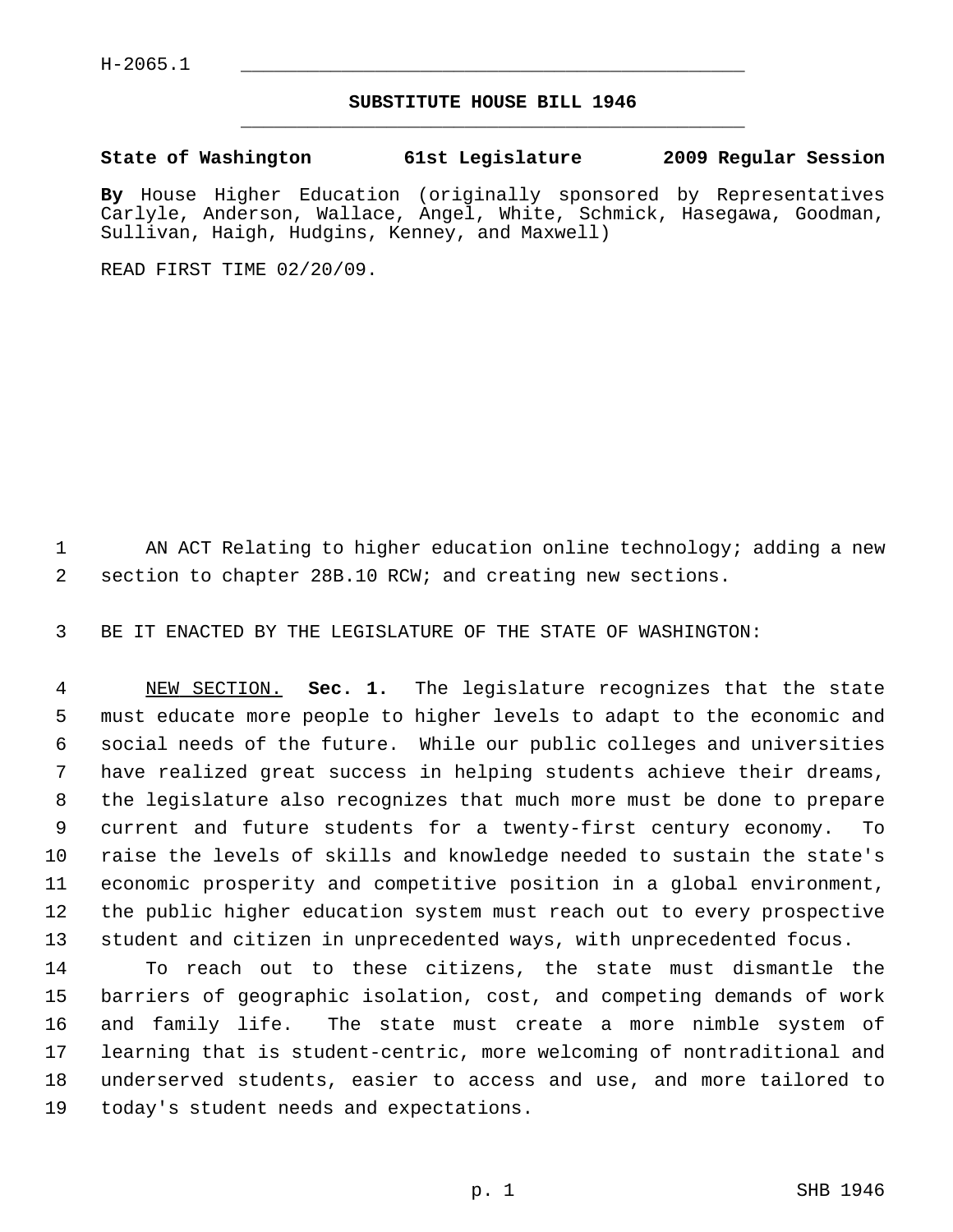H-2065.1

# SUBSTITUTE HOUSE BILL 1946

**State of Washington 61st Legislature 2009 Regular Session**

**By** House Higher Education (originally sponsored by Representatives Carlyle, Anderson, Wallace, Angel, White, Schmick, Hasegawa, Goodman, Sullivan, Haigh, Hudgins, Kenney, and Maxwell)

READ FIRST TIME 02/20/09.

AN ACT Relating to higher education online technology; adding a new section to chapter 28B.10 RCW; and creating new sections.

BE IT ENACTED BY THE LEGISLATURE OF THE STATE OF WASHINGTON:

NEW SECTION. **Sec. 1.** The legislature recognizes that the state must educate more people to higher levels to adapt to the economic and social needs of the future. While our public colleges and universities have realized great success in helping students achieve their dreams, the legislature also recognizes that much more must be done to prepare current and future students for a twenty-first century economy. To raise the levels of skills and knowledge needed to sustain the state's economic prosperity and competitive position in a global environment, the public higher education system must reach out to every prospective student and citizen in unprecedented ways, with unprecedented focus.

To reach out to these citizens, the state must dismantle the barriers of geographic isolation, cost, and competing demands of work and family life. The state must create a more nimble system of learning that is student-centric, more welcoming of nontraditional and underserved students, easier to access and use, and more tailored to today's student needs and expectations.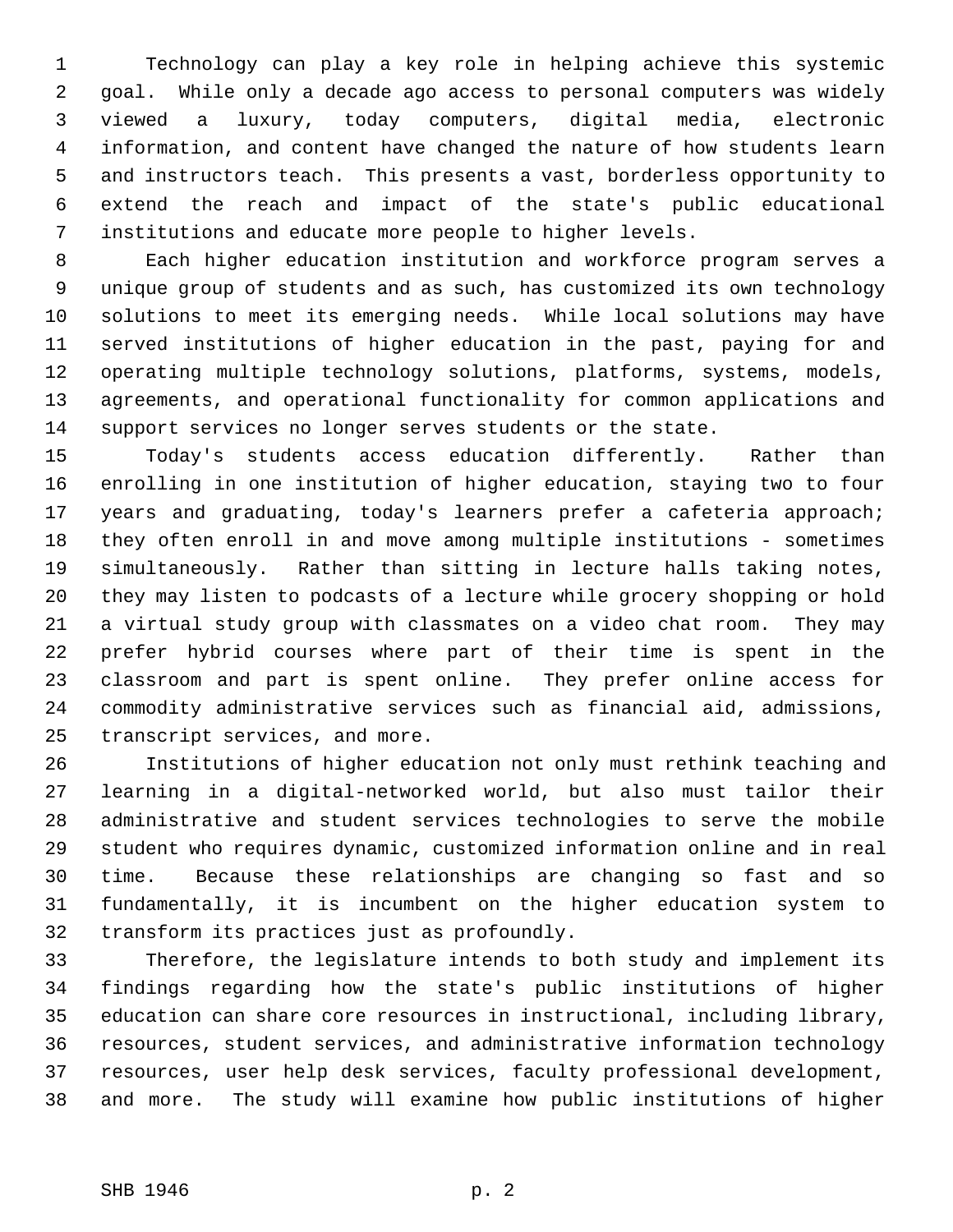Technology can play a key role in helping achieve this systemic goal. While only a decade ago access to personal computers was widely viewed a luxury, today computers, digital media, electronic information, and content have changed the nature of how students learn and instructors teach. This presents a vast, borderless opportunity to extend the reach and impact of the state's public educational institutions and educate more people to higher levels.

Each higher education institution and workforce program serves a unique group of students and as such, has customized its own technology solutions to meet its emerging needs. While local solutions may have served institutions of higher education in the past, paying for and operating multiple technology solutions, platforms, systems, models, agreements, and operational functionality for common applications and support services no longer serves students or the state.

Today's students access education differently. Rather than enrolling in one institution of higher education, staying two to four years and graduating, today's learners prefer a cafeteria approach; they often enroll in and move among multiple institutions - sometimes simultaneously. Rather than sitting in lecture halls taking notes, they may listen to podcasts of a lecture while grocery shopping or hold a virtual study group with classmates on a video chat room. They may prefer hybrid courses where part of their time is spent in the classroom and part is spent online. They prefer online access for commodity administrative services such as financial aid, admissions, transcript services, and more.

Institutions of higher education not only must rethink teaching and learning in a digital-networked world, but also must tailor their administrative and student services technologies to serve the mobile student who requires dynamic, customized information online and in real time. Because these relationships are changing so fast and so fundamentally, it is incumbent on the higher education system to transform its practices just as profoundly.

Therefore, the legislature intends to both study and implement its findings regarding how the state's public institutions of higher education can share core resources in instructional, including library, resources, student services, and administrative information technology resources, user help desk services, faculty professional development, and more. The study will examine how public institutions of higher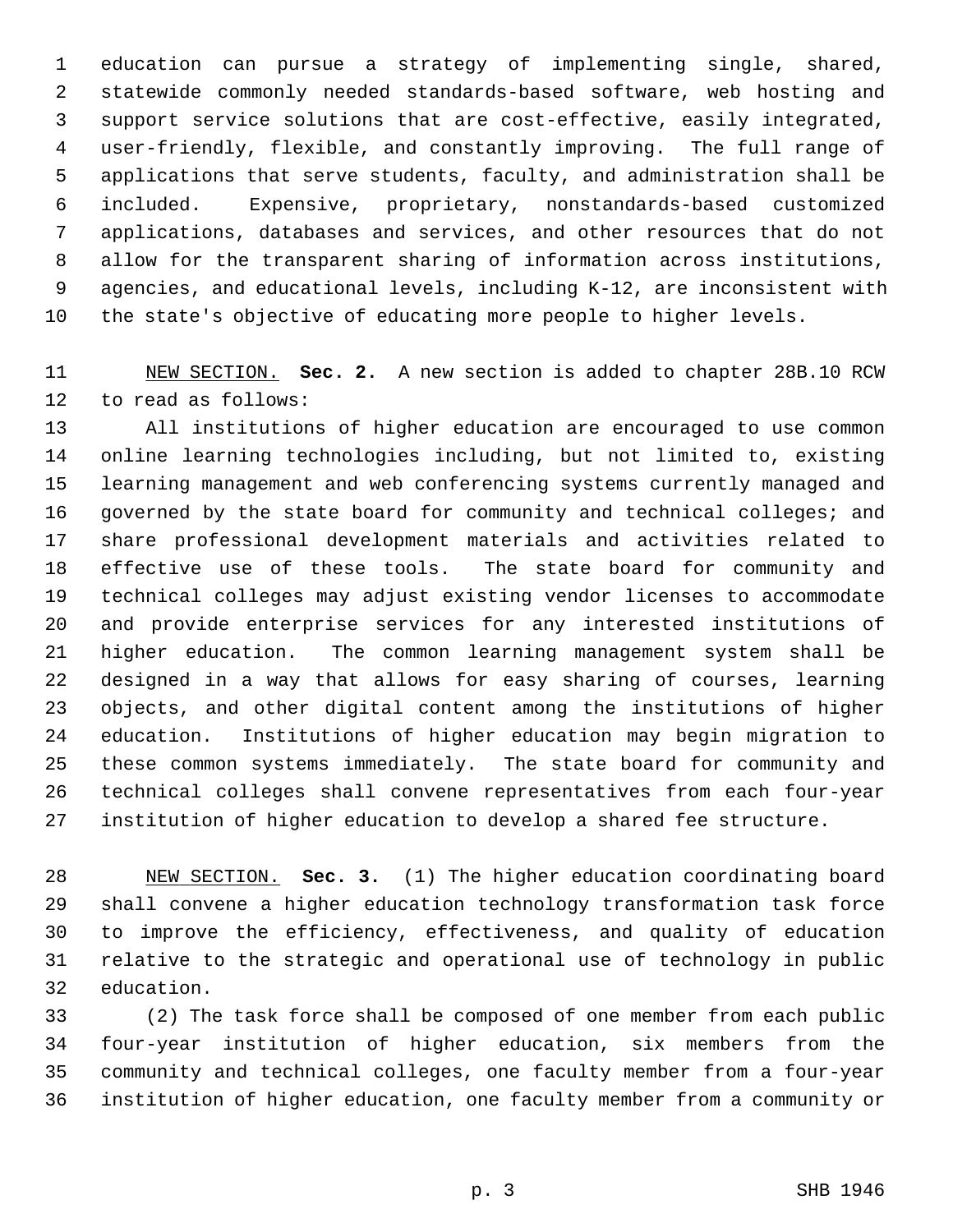education can pursue a strategy of implementing single, shared, statewide commonly needed standards-based software, web hosting and support service solutions that are cost-effective, easily integrated, user-friendly, flexible, and constantly improving. The full range of applications that serve students, faculty, and administration shall be included. Expensive, proprietary, nonstandards-based customized applications, databases and services, and other resources that do not allow for the transparent sharing of information across institutions, agencies, and educational levels, including K-12, are inconsistent with the state's objective of educating more people to higher levels.

NEW SECTION. **Sec. 2.** A new section is added to chapter 28B.10 RCW to read as follows:

All institutions of higher education are encouraged to use common online learning technologies including, but not limited to, existing learning management and web conferencing systems currently managed and governed by the state board for community and technical colleges; and share professional development materials and activities related to effective use of these tools. The state board for community and technical colleges may adjust existing vendor licenses to accommodate and provide enterprise services for any interested institutions of higher education. The common learning management system shall be designed in a way that allows for easy sharing of courses, learning objects, and other digital content among the institutions of higher education. Institutions of higher education may begin migration to these common systems immediately. The state board for community and technical colleges shall convene representatives from each four-year institution of higher education to develop a shared fee structure.

NEW SECTION. **Sec. 3.** (1) The higher education coordinating board shall convene a higher education technology transformation task force to improve the efficiency, effectiveness, and quality of education relative to the strategic and operational use of technology in public education.

(2) The task force shall be composed of one member from each public four-year institution of higher education, six members from the community and technical colleges, one faculty member from a four-year institution of higher education, one faculty member from a community or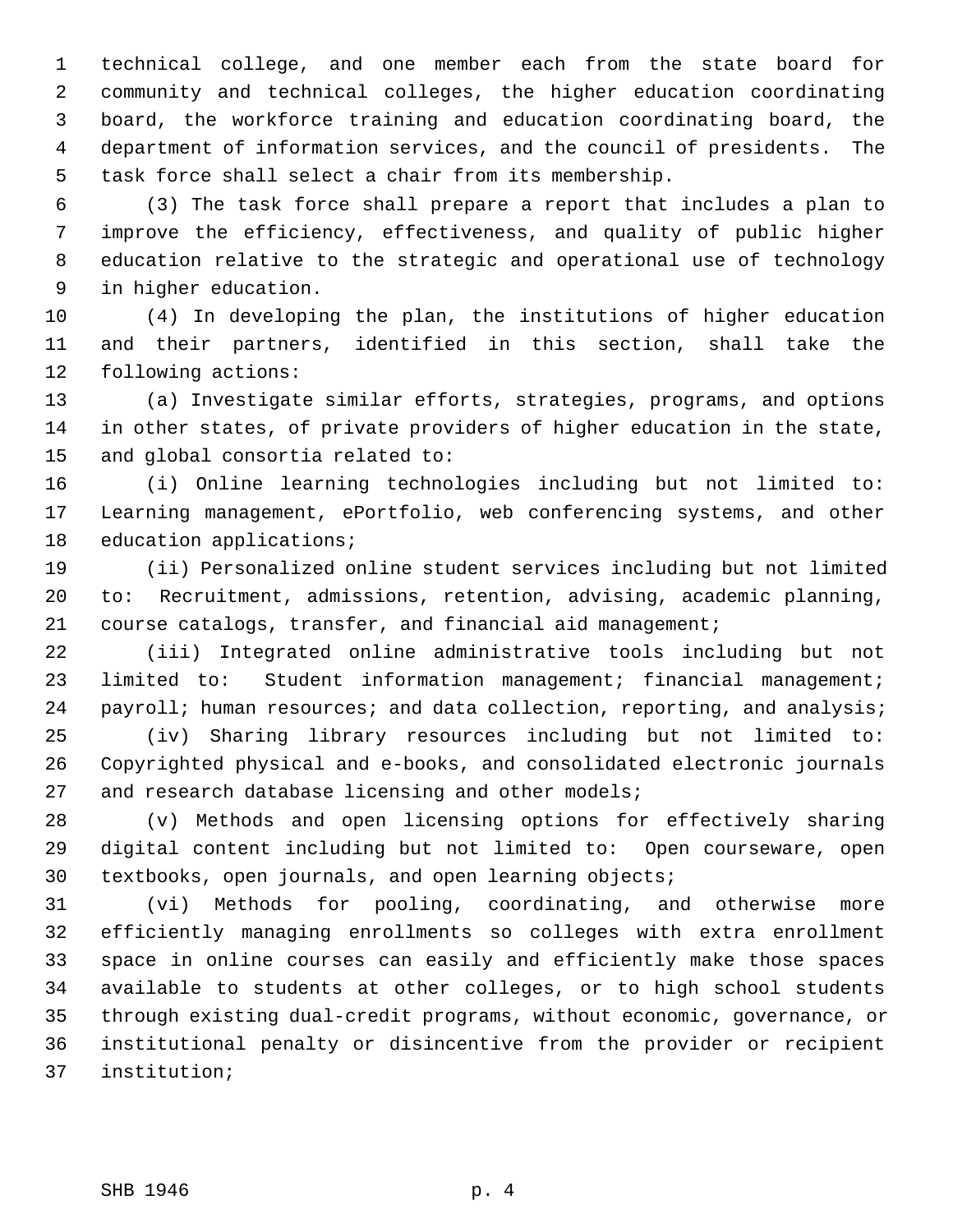technical college, and one member each from the state board for community and technical colleges, the higher education coordinating board, the workforce training and education coordinating board, the department of information services, and the council of presidents. The task force shall select a chair from its membership.

(3) The task force shall prepare a report that includes a plan to improve the efficiency, effectiveness, and quality of public higher education relative to the strategic and operational use of technology in higher education.

(4) In developing the plan, the institutions of higher education and their partners, identified in this section, shall take the following actions:

(a) Investigate similar efforts, strategies, programs, and options in other states, of private providers of higher education in the state, and global consortia related to:

(i) Online learning technologies including but not limited to: Learning management, ePortfolio, web conferencing systems, and other education applications;

(ii) Personalized online student services including but not limited to: Recruitment, admissions, retention, advising, academic planning, course catalogs, transfer, and financial aid management;

(iii) Integrated online administrative tools including but not limited to: Student information management; financial management; payroll; human resources; and data collection, reporting, and analysis;

(iv) Sharing library resources including but not limited to: Copyrighted physical and e-books, and consolidated electronic journals and research database licensing and other models;

(v) Methods and open licensing options for effectively sharing digital content including but not limited to: Open courseware, open textbooks, open journals, and open learning objects;

(vi) Methods for pooling, coordinating, and otherwise more efficiently managing enrollments so colleges with extra enrollment space in online courses can easily and efficiently make those spaces available to students at other colleges, or to high school students through existing dual-credit programs, without economic, governance, or institutional penalty or disincentive from the provider or recipient institution;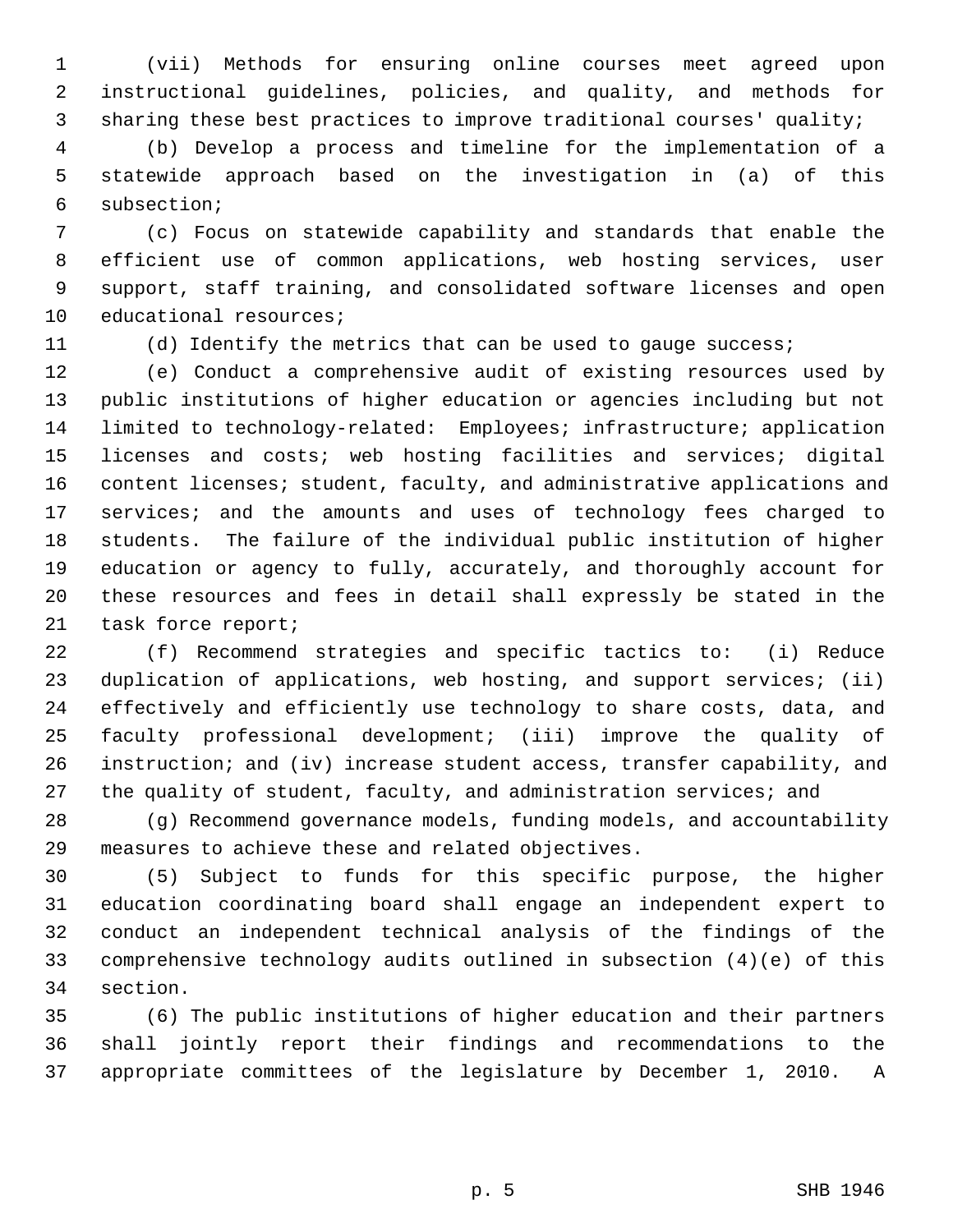(vii) Methods for ensuring online courses meet agreed upon instructional guidelines, policies, and quality, and methods for sharing these best practices to improve traditional courses' quality;

(b) Develop a process and timeline for the implementation of a statewide approach based on the investigation in (a) of this subsection;

(c) Focus on statewide capability and standards that enable the efficient use of common applications, web hosting services, user support, staff training, and consolidated software licenses and open educational resources;

(d) Identify the metrics that can be used to gauge success;

(e) Conduct a comprehensive audit of existing resources used by public institutions of higher education or agencies including but not limited to technology-related: Employees; infrastructure; application licenses and costs; web hosting facilities and services; digital content licenses; student, faculty, and administrative applications and services; and the amounts and uses of technology fees charged to students. The failure of the individual public institution of higher education or agency to fully, accurately, and thoroughly account for these resources and fees in detail shall expressly be stated in the task force report;

(f) Recommend strategies and specific tactics to: (i) Reduce duplication of applications, web hosting, and support services; (ii) effectively and efficiently use technology to share costs, data, and faculty professional development; (iii) improve the quality of instruction; and (iv) increase student access, transfer capability, and the quality of student, faculty, and administration services; and

(g) Recommend governance models, funding models, and accountability measures to achieve these and related objectives.

(5) Subject to funds for this specific purpose, the higher education coordinating board shall engage an independent expert to conduct an independent technical analysis of the findings of the comprehensive technology audits outlined in subsection (4)(e) of this section.

(6) The public institutions of higher education and their partners shall jointly report their findings and recommendations to the appropriate committees of the legislature by December 1, 2010. A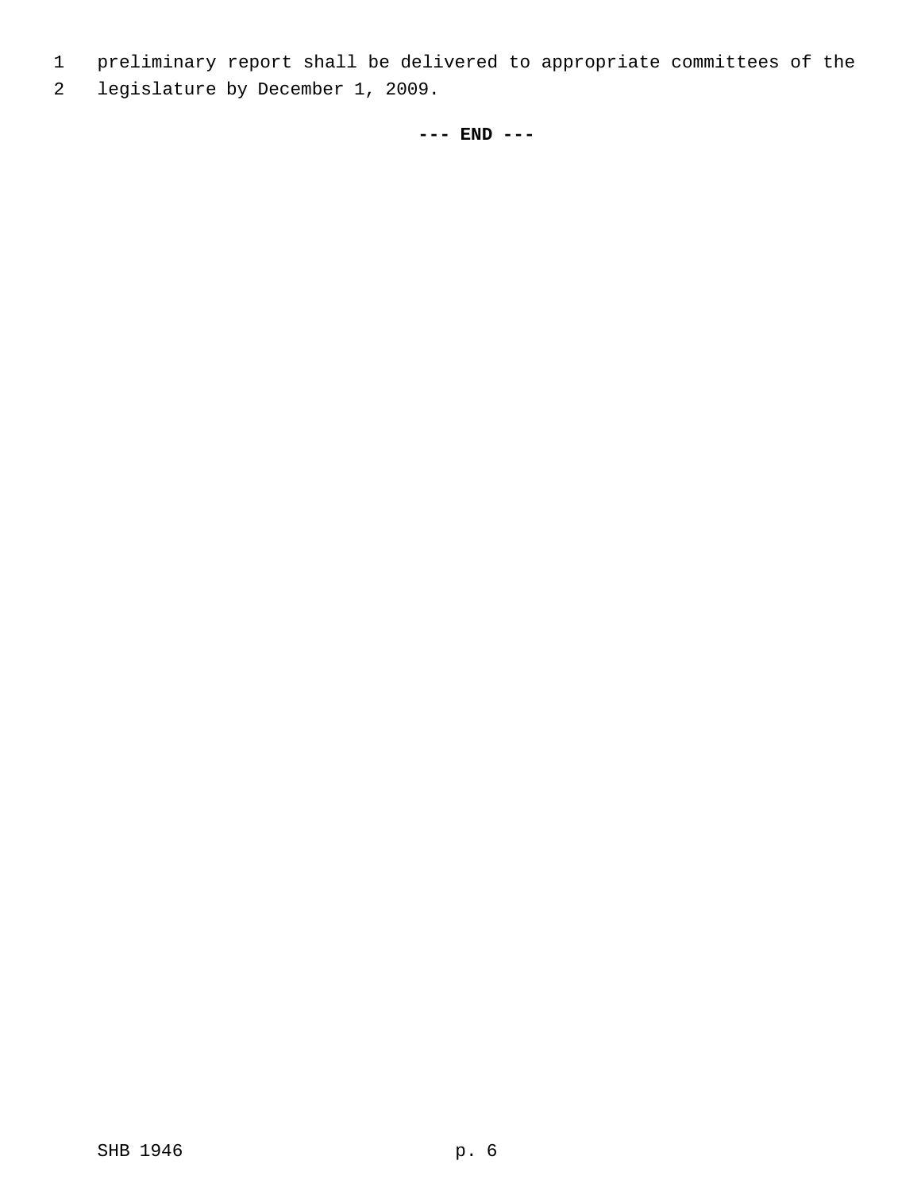preliminary report shall be delivered to appropriate committees of the legislature by December 1, 2009.

**--- END ---**